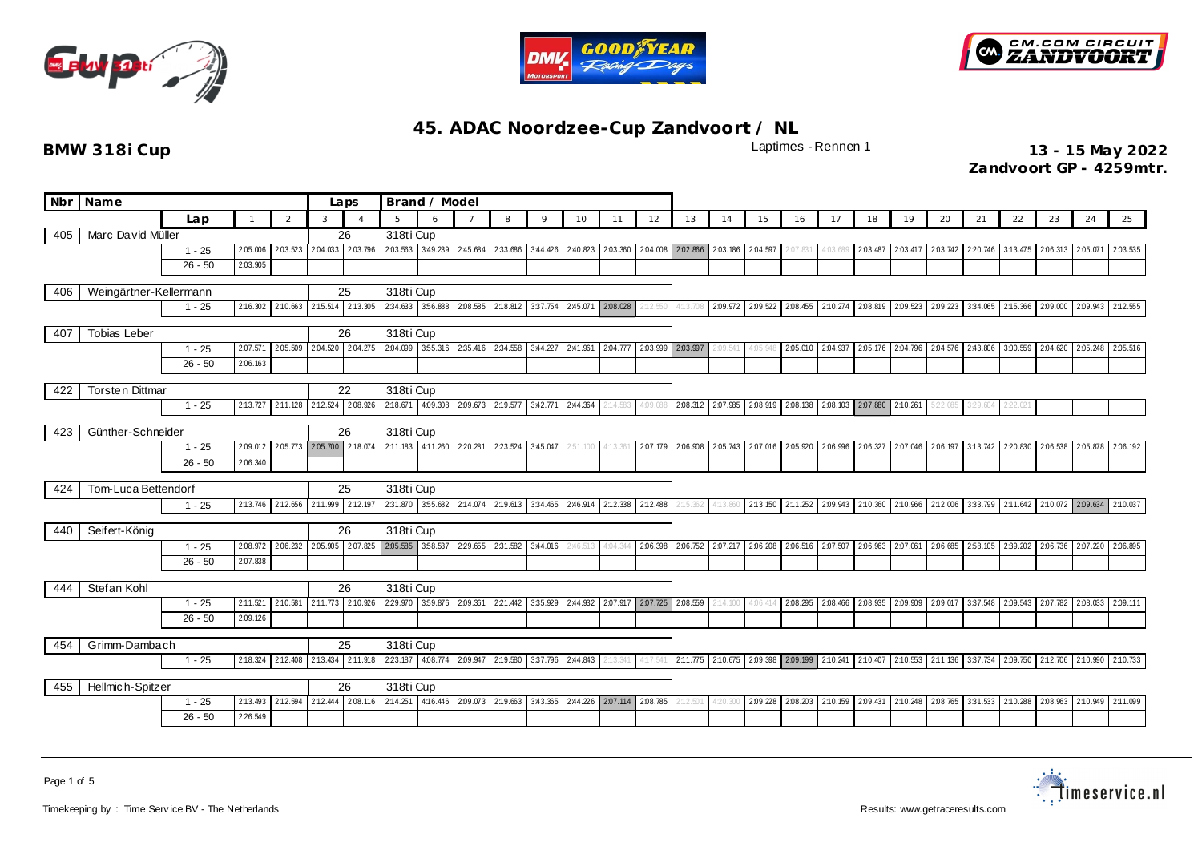# 45. ADAC Noordzee-Cup Zandvoort / NL

**BMW 318i Cup**

Laptimes - Rennen 1

**13 - 15 May 2022**
**Zandvoort GP - 4259mtr.**

| Nbr | Name | Lap | 1 | 2 | 3 | 4 | 5 | 6 | 7 | 8 | 9 | 10 | 11 | 12 | 13 | 14 | 15 | 16 | 17 | 18 | 19 | 20 | 21 | 22 | 23 | 24 | 25 |
|---|---|---|---|---|---|---|---|---|---|---|---|---|---|---|---|---|---|---|---|---|---|---|---|---|---|---|---|
| 405 | Marc David Müller | Laps: 26 | 318ti Cup | | | | | | | | | | | | | | | | | | | | | | | | |
| | | 1 - 25 | 2:05.006 | 2:03.523 | 2:04.033 | 2:03.796 | 2:03.563 | 3:49.239 | 2:45.684 | 2:33.686 | 3:44.426 | 2:40.823 | 2:03.360 | 2:04.008 | 2:02.866 | 2:03.186 | 2:04.597 | 2:07.831 | 4:03.689 | 2:03.487 | 2:03.417 | 2:03.742 | 2:20.746 | 3:13.475 | 2:06.313 | 2:05.071 | 2:03.535 |
| | | 26 - 50 | 2:03.905 | | | | | | | | | | | | | | | | | | | | | | | | |
| 406 | Weingärtner-Kellermann | Laps: 25 | 318ti Cup | | | | | | | | | | | | | | | | | | | | | | | | |
| | | 1 - 25 | 2:16.302 | 2:10.663 | 2:15.514 | 2:13.305 | 2:34.633 | 3:56.888 | 2:08.585 | 2:18.812 | 3:37.754 | 2:45.071 | 2:08.028 | 2:12.550 | 4:13.708 | 2:09.972 | 2:09.522 | 2:08.455 | 2:10.274 | 2:08.819 | 2:09.523 | 2:09.223 | 3:34.065 | 2:15.366 | 2:09.000 | 2:09.943 | 2:12.555 |
| 407 | Tobias Leber | Laps: 26 | 318ti Cup | | | | | | | | | | | | | | | | | | | | | | | | |
| | | 1 - 25 | 2:07.571 | 2:05.509 | 2:04.520 | 2:04.275 | 2:04.099 | 3:55.316 | 2:35.416 | 2:34.558 | 3:44.227 | 2:41.961 | 2:04.777 | 2:03.999 | 2:03.997 | 2:09.541 | 4:05.948 | 2:05.010 | 2:04.937 | 2:05.176 | 2:04.796 | 2:04.576 | 2:43.806 | 3:00.559 | 2:04.620 | 2:05.248 | 2:05.516 |
| | | 26 - 50 | 2:06.163 | | | | | | | | | | | | | | | | | | | | | | | | |
| 422 | Torsten Dittmar | Laps: 22 | 318ti Cup | | | | | | | | | | | | | | | | | | | | | | | | |
| | | 1 - 25 | 2:13.727 | 2:11.128 | 2:12.524 | 2:08.926 | 2:18.671 | 4:09.308 | 2:09.673 | 2:19.577 | 3:42.771 | 2:44.364 | 2:14.583 | 4:09.088 | 2:08.312 | 2:07.985 | 2:08.919 | 2:08.138 | 2:08.103 | 2:07.880 | 2:10.261 | 5:22.085 | 3:29.604 | 2:22.021 | | | |
| 423 | Günther-Schneider | Laps: 26 | 318ti Cup | | | | | | | | | | | | | | | | | | | | | | | | |
| | | 1 - 25 | 2:09.012 | 2:05.773 | 2:05.700 | 2:18.074 | 2:11.183 | 4:11.260 | 2:20.281 | 2:23.524 | 3:45.047 | 2:51.100 | 4:13.361 | 2:07.179 | 2:06.908 | 2:05.743 | 2:07.016 | 2:05.920 | 2:06.996 | 2:06.327 | 2:07.046 | 2:06.197 | 3:13.742 | 2:20.830 | 2:06.538 | 2:05.878 | 2:06.192 |
| | | 26 - 50 | 2:06.340 | | | | | | | | | | | | | | | | | | | | | | | | |
| 424 | Tom-Luca Bettendorf | Laps: 25 | 318ti Cup | | | | | | | | | | | | | | | | | | | | | | | | |
| | | 1 - 25 | 2:13.746 | 2:12.656 | 2:11.999 | 2:12.197 | 2:31.870 | 3:55.682 | 2:14.074 | 2:19.613 | 3:34.465 | 2:46.914 | 2:12.338 | 2:12.488 | 2:15.362 | 4:13.860 | 2:13.150 | 2:11.252 | 2:09.943 | 2:10.360 | 2:10.966 | 2:12.006 | 3:33.799 | 2:11.642 | 2:10.072 | 2:09.634 | 2:10.037 |
| 440 | Seifert-König | Laps: 26 | 318ti Cup | | | | | | | | | | | | | | | | | | | | | | | | |
| | | 1 - 25 | 2:08.972 | 2:06.232 | 2:05.905 | 2:07.825 | 2:05.585 | 3:58.537 | 2:29.655 | 2:31.582 | 3:44.016 | 2:46.513 | 4:04.344 | 2:06.398 | 2:06.752 | 2:07.217 | 2:06.208 | 2:06.516 | 2:07.507 | 2:06.963 | 2:07.061 | 2:06.685 | 2:58.105 | 2:39.202 | 2:06.736 | 2:07.220 | 2:06.895 |
| | | 26 - 50 | 2:07.838 | | | | | | | | | | | | | | | | | | | | | | | | |
| 444 | Stefan Kohl | Laps: 26 | 318ti Cup | | | | | | | | | | | | | | | | | | | | | | | | |
| | | 1 - 25 | 2:11.521 | 2:10.581 | 2:11.773 | 2:10.926 | 2:29.970 | 3:59.876 | 2:09.361 | 2:21.442 | 3:35.929 | 2:44.932 | 2:07.917 | 2:07.725 | 2:08.559 | 2:14.100 | 4:06.414 | 2:08.295 | 2:08.466 | 2:08.935 | 2:09.909 | 2:09.017 | 3:37.548 | 2:09.543 | 2:07.782 | 2:08.033 | 2:09.111 |
| | | 26 - 50 | 2:09.126 | | | | | | | | | | | | | | | | | | | | | | | | |
| 454 | Grimm-Dambach | Laps: 25 | 318ti Cup | | | | | | | | | | | | | | | | | | | | | | | | |
| | | 1 - 25 | 2:18.324 | 2:12.408 | 2:13.434 | 2:11.918 | 2:23.187 | 4:08.774 | 2:09.947 | 2:19.580 | 3:37.796 | 2:44.843 | 2:13.341 | 4:17.541 | 2:11.775 | 2:10.675 | 2:09.398 | 2:09.199 | 2:10.241 | 2:10.407 | 2:10.553 | 2:11.136 | 3:37.734 | 2:09.750 | 2:12.706 | 2:10.990 | 2:10.733 |
| 455 | Hellmich-Spitzer | Laps: 26 | 318ti Cup | | | | | | | | | | | | | | | | | | | | | | | | |
| | | 1 - 25 | 2:13.493 | 2:12.594 | 2:12.444 | 2:08.116 | 2:14.251 | 4:16.446 | 2:09.073 | 2:19.663 | 3:43.365 | 2:44.226 | 2:07.114 | 2:08.785 | 2:12.501 | 4:20.300 | 2:09.228 | 2:08.203 | 2:10.159 | 2:09.431 | 2:10.248 | 2:08.765 | 3:31.533 | 2:10.288 | 2:08.963 | 2:10.949 | 2:11.099 |
| | | 26 - 50 | 2:26.549 | | | | | | | | | | | | | | | | | | | | | | | | |

Timekeeping by : Time Service BV - The Netherlands

Results: www.getraceresults.com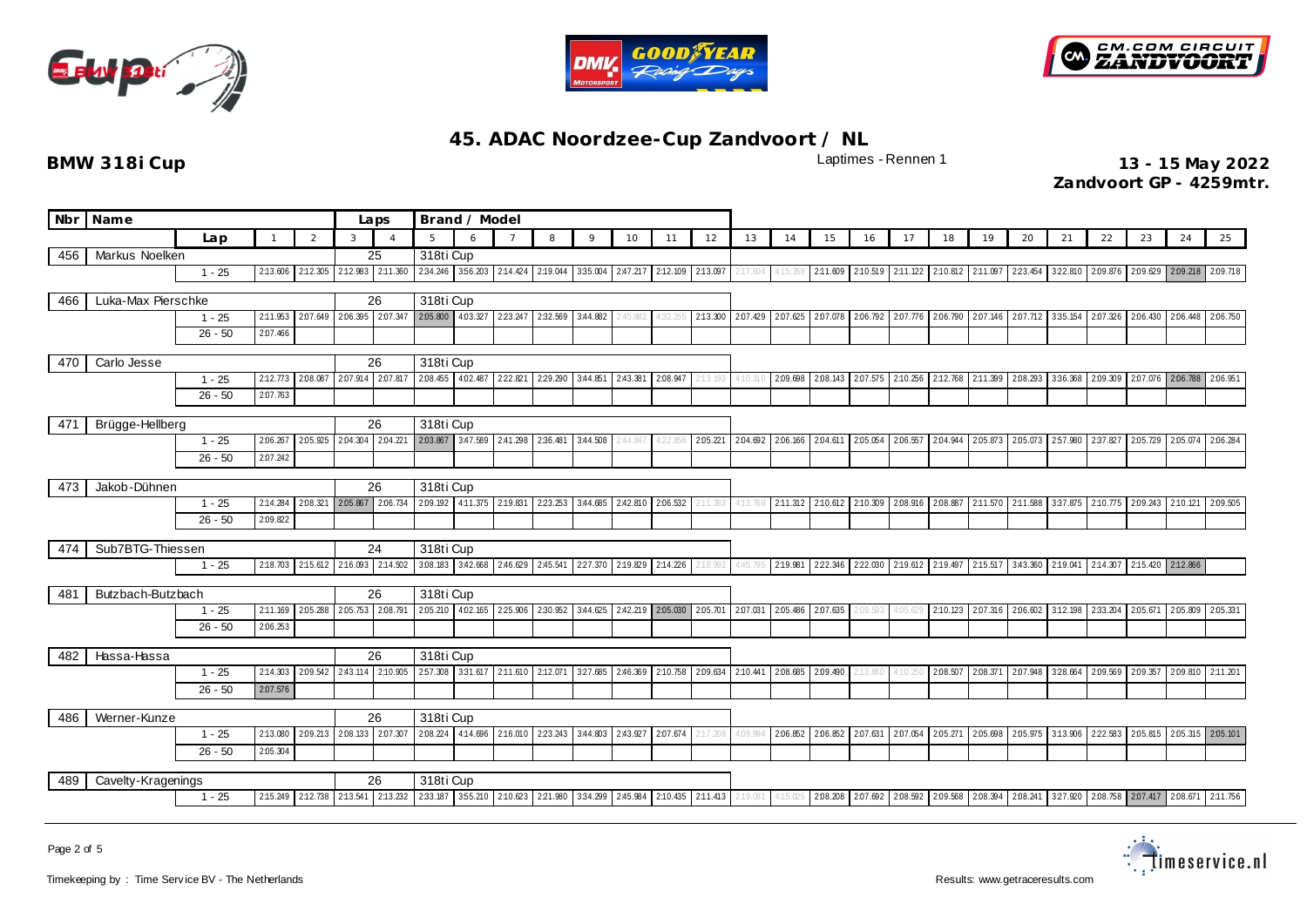# 45. ADAC Noordzee-Cup Zandvoort / NL

**BMW 318i Cup**

Laptimes - Rennen 1

**13 - 15 May 2022**
**Zandvoort GP - 4259mtr.**

| Nbr | Name | | Laps | Brand / Model | | | | | | | | | | | | | | | | | | | | | | | |
|---|---|---|---|---|---|---|---|---|---|---|---|---|---|---|---|---|---|---|---|---|---|---|---|---|---|---|---|
| | | Lap | 1 | 2 | 3 | 4 | 5 | 6 | 7 | 8 | 9 | 10 | 11 | 12 | 13 | 14 | 15 | 16 | 17 | 18 | 19 | 20 | 21 | 22 | 23 | 24 | 25 |
| 456 | Markus Noelken | | 25 | 318ti Cup | | | | | | | | | | | | | | | | | | | | | | | |
| | | 1 - 25 | 2:13.606 | 2:12.305 | 2:12.983 | 2:11.360 | 2:34.246 | 3:56.203 | 2:14.424 | 2:19.044 | 3:35.004 | 2:47.217 | 2:12.109 | 2:13.097 | 2:17.604 | 4:15.359 | 2:11.609 | 2:10.519 | 2:11.122 | 2:10.812 | 2:11.097 | 2:23.454 | 3:22.810 | 2:09.876 | 2:09.629 | 2:09.218 | 2:09.718 |
| 466 | Luka-Max Pierschke | | 26 | 318ti Cup | | | | | | | | | | | | | | | | | | | | | | | |
| | | 1 - 25 | 2:11.953 | 2:07.649 | 2:06.395 | 2:07.347 | 2:05.800 | 4:03.327 | 2:23.247 | 2:32.569 | 3:44.882 | 2:45.882 | 4:32.255 | 2:13.300 | 2:07.429 | 2:07.625 | 2:07.078 | 2:06.792 | 2:07.776 | 2:06.790 | 2:07.146 | 2:07.712 | 3:35.154 | 2:07.326 | 2:06.430 | 2:06.448 | 2:06.750 |
| | | 26 - 50 | 2:07.466 | | | | | | | | | | | | | | | | | | | | | | | | |
| 470 | Carlo Jesse | | 26 | 318ti Cup | | | | | | | | | | | | | | | | | | | | | | | |
| | | 1 - 25 | 2:12.773 | 2:08.087 | 2:07.914 | 2:07.817 | 2:08.455 | 4:02.487 | 2:22.821 | 2:29.290 | 3:44.851 | 2:43.381 | 2:08.947 | 2:13.193 | 4:10.310 | 2:09.698 | 2:08.143 | 2:07.575 | 2:10.256 | 2:12.768 | 2:11.399 | 2:08.293 | 3:36.368 | 2:09.309 | 2:07.076 | 2:06.788 | 2:06.951 |
| | | 26 - 50 | 2:07.763 | | | | | | | | | | | | | | | | | | | | | | | | |
| 471 | Brügge-Hellberg | | 26 | 318ti Cup | | | | | | | | | | | | | | | | | | | | | | | |
| | | 1 - 25 | 2:06.267 | 2:05.925 | 2:04.304 | 2:04.221 | 2:03.867 | 3:47.589 | 2:41.298 | 2:36.481 | 3:44.508 | 2:44.847 | 4:22.858 | 2:05.221 | 2:04.692 | 2:06.166 | 2:04.611 | 2:05.054 | 2:06.557 | 2:04.944 | 2:05.873 | 2:05.073 | 2:57.980 | 2:37.827 | 2:05.729 | 2:05.074 | 2:06.284 |
| | | 26 - 50 | 2:07.242 | | | | | | | | | | | | | | | | | | | | | | | | |
| 473 | Jakob-Dühnen | | 26 | 318ti Cup | | | | | | | | | | | | | | | | | | | | | | | |
| | | 1 - 25 | 2:14.284 | 2:08.321 | 2:05.867 | 2:06.734 | 2:09.192 | 4:11.375 | 2:19.831 | 2:23.253 | 3:44.685 | 2:42.810 | 2:06.532 | 2:11.383 | 4:13.769 | 2:11.312 | 2:10.612 | 2:10.309 | 2:08.916 | 2:08.887 | 2:11.570 | 2:11.588 | 3:37.875 | 2:10.775 | 2:09.243 | 2:10.121 | 2:09.505 |
| | | 26 - 50 | 2:09.822 | | | | | | | | | | | | | | | | | | | | | | | | |
| 474 | Sub7BTG-Thiessen | | 24 | 318ti Cup | | | | | | | | | | | | | | | | | | | | | | | |
| | | 1 - 25 | 2:18.703 | 2:15.612 | 2:16.093 | 2:14.502 | 3:08.183 | 3:42.668 | 2:46.629 | 2:45.541 | 2:27.370 | 2:19.829 | 2:14.226 | 2:18.992 | 4:45.795 | 2:19.981 | 2:22.346 | 2:22.030 | 2:19.612 | 2:19.497 | 2:15.517 | 3:43.360 | 2:19.041 | 2:14.307 | 2:15.420 | 2:12.866 | |
| 481 | Butzbach-Butzbach | | 26 | 318ti Cup | | | | | | | | | | | | | | | | | | | | | | | |
| | | 1 - 25 | 2:11.169 | 2:05.288 | 2:05.753 | 2:08.791 | 2:05.210 | 4:02.165 | 2:25.906 | 2:30.952 | 3:44.625 | 2:42.219 | 2:05.030 | 2:05.701 | 2:07.031 | 2:05.486 | 2:07.635 | 2:09.593 | 4:05.629 | 2:10.123 | 2:07.316 | 2:06.602 | 3:12.198 | 2:33.204 | 2:05.671 | 2:05.809 | 2:05.331 |
| | | 26 - 50 | 2:06.253 | | | | | | | | | | | | | | | | | | | | | | | | |
| 482 | Hassa-Hassa | | 26 | 318ti Cup | | | | | | | | | | | | | | | | | | | | | | | |
| | | 1 - 25 | 2:14.303 | 2:09.542 | 2:43.114 | 2:10.905 | 2:57.308 | 3:31.617 | 2:11.610 | 2:12.071 | 3:27.685 | 2:46.369 | 2:10.758 | 2:09.634 | 2:10.441 | 2:08.685 | 2:09.490 | 2:13.860 | 4:10.250 | 2:08.507 | 2:08.371 | 2:07.948 | 3:28.664 | 2:09.569 | 2:09.357 | 2:09.810 | 2:11.201 |
| | | 26 - 50 | 2:07.576 | | | | | | | | | | | | | | | | | | | | | | | | |
| 486 | Werner-Kunze | | 26 | 318ti Cup | | | | | | | | | | | | | | | | | | | | | | | |
| | | 1 - 25 | 2:13.080 | 2:09.213 | 2:08.133 | 2:07.307 | 2:08.224 | 4:14.696 | 2:16.010 | 2:23.243 | 3:44.803 | 2:43.927 | 2:07.674 | 2:17.209 | 4:09.994 | 2:06.852 | 2:06.852 | 2:07.631 | 2:07.054 | 2:05.271 | 2:05.698 | 2:05.975 | 3:13.906 | 2:22.583 | 2:05.815 | 2:05.315 | 2:05.101 |
| | | 26 - 50 | 2:05.304 | | | | | | | | | | | | | | | | | | | | | | | | |
| 489 | Cavelty-Kragenings | | 26 | 318ti Cup | | | | | | | | | | | | | | | | | | | | | | | |
| | | 1 - 25 | 2:15.249 | 2:12.738 | 2:13.541 | 2:13.232 | 2:33.187 | 3:55.210 | 2:10.623 | 2:21.980 | 3:34.299 | 2:45.984 | 2:10.435 | 2:11.413 | 2:19.081 | 4:15.025 | 2:08.208 | 2:07.692 | 2:08.592 | 2:09.568 | 2:08.394 | 2:08.241 | 3:27.920 | 2:08.758 | 2:07.417 | 2:08.671 | 2:11.756 |

Timekeeping by : Time Service BV - The Netherlands

Results: www.getraceresults.com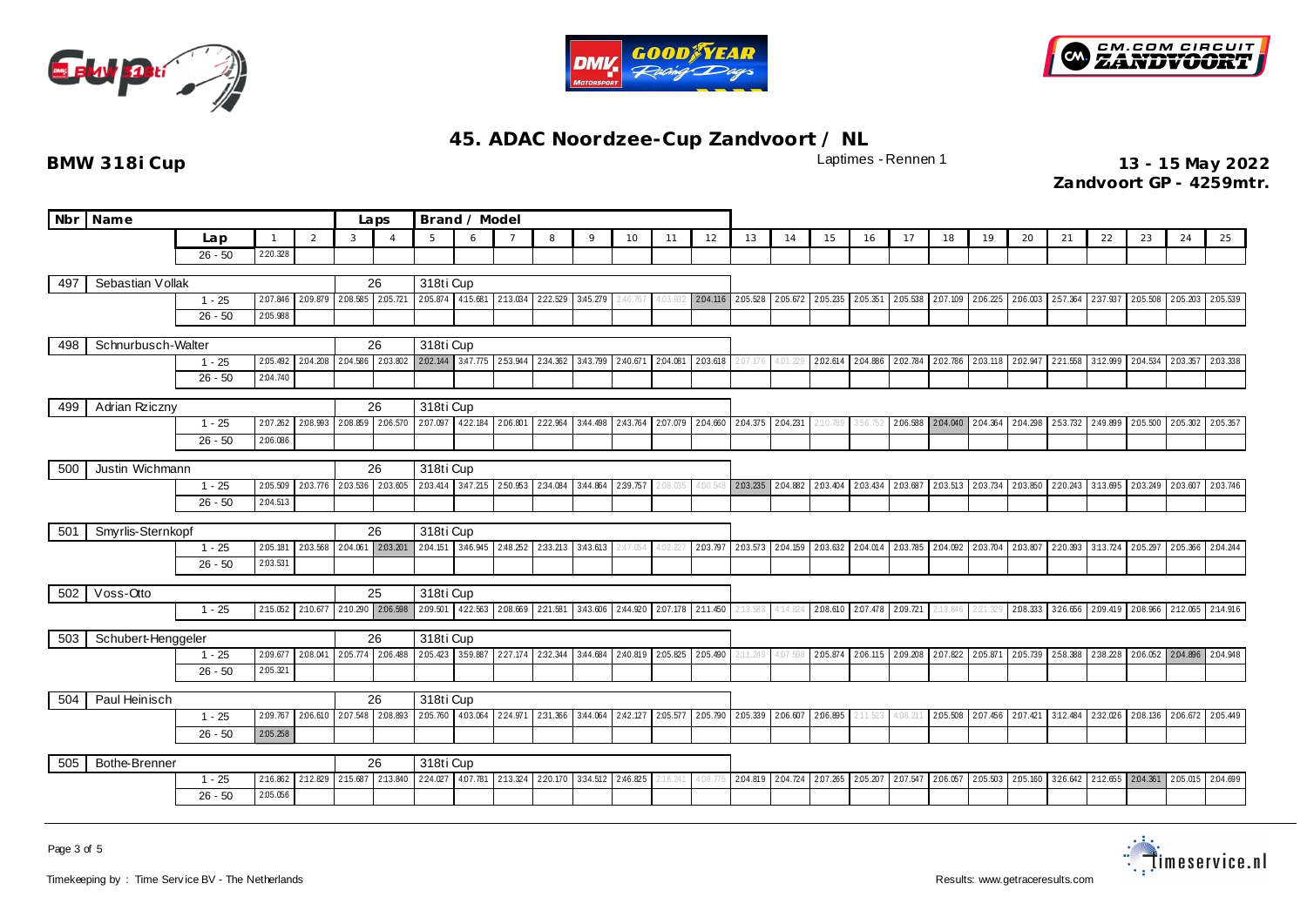# 45. ADAC Noordzee-Cup Zandvoort / NL

**BMW 318i Cup**

Laptimes - Rennen 1

**13 - 15 May 2022**
**Zandvoort GP - 4259mtr.**

| Nbr | Name | Lap | 1 | 2 | 3 | 4 | 5 | 6 | 7 | 8 | 9 | 10 | 11 | 12 | 13 | 14 | 15 | 16 | 17 | 18 | 19 | 20 | 21 | 22 | 23 | 24 | 25 |
|---|---|---|---|---|---|---|---|---|---|---|---|---|---|---|---|---|---|---|---|---|---|---|---|---|---|---|---|
| | | 26 - 50 | 2:20.328 | | | | | | | | | | | | | | | | | | | | | | | | |
| 497 | Sebastian Vollak | Laps: 26 | Brand / Model: 318ti Cup | | | | | | | | | | | | | | | | | | | | | | | | |
| | | 1 - 25 | 2:07.846 | 2:09.879 | 2:08.585 | 2:05.721 | 2:05.874 | 4:15.681 | 2:13.034 | 2:22.529 | 3:45.279 | 2:46.767 | 4:03.932 | 2:04.116 | 2:05.528 | 2:05.672 | 2:05.235 | 2:05.351 | 2:05.538 | 2:07.109 | 2:06.225 | 2:06.003 | 2:57.364 | 2:37.937 | 2:05.508 | 2:05.203 | 2:05.539 |
| | | 26 - 50 | 2:05.988 | | | | | | | | | | | | | | | | | | | | | | | | |
| 498 | Schnurbusch-Walter | Laps: 26 | Brand / Model: 318ti Cup | | | | | | | | | | | | | | | | | | | | | | | | |
| | | 1 - 25 | 2:05.492 | 2:04.208 | 2:04.586 | 2:03.802 | 2:02.144 | 3:47.775 | 2:53.944 | 2:34.362 | 3:43.799 | 2:40.671 | 2:04.081 | 2:03.618 | 2:07.176 | 4:01.229 | 2:02.614 | 2:04.886 | 2:02.784 | 2:02.786 | 2:03.118 | 2:02.947 | 2:21.558 | 3:12.999 | 2:04.534 | 2:03.357 | 2:03.338 |
| | | 26 - 50 | 2:04.740 | | | | | | | | | | | | | | | | | | | | | | | | |
| 499 | Adrian Rziczny | Laps: 26 | Brand / Model: 318ti Cup | | | | | | | | | | | | | | | | | | | | | | | | |
| | | 1 - 25 | 2:07.262 | 2:08.993 | 2:08.859 | 2:06.570 | 2:07.097 | 4:22.184 | 2:06.801 | 2:22.964 | 3:44.498 | 2:43.764 | 2:07.079 | 2:04.660 | 2:04.375 | 2:04.231 | 2:10.789 | 3:56.752 | 2:06.588 | 2:04.040 | 2:04.364 | 2:04.298 | 2:53.732 | 2:49.899 | 2:05.500 | 2:05.302 | 2:05.357 |
| | | 26 - 50 | 2:06.086 | | | | | | | | | | | | | | | | | | | | | | | | |
| 500 | Justin Wichmann | Laps: 26 | Brand / Model: 318ti Cup | | | | | | | | | | | | | | | | | | | | | | | | |
| | | 1 - 25 | 2:05.509 | 2:03.776 | 2:03.536 | 2:03.605 | 2:03.414 | 3:47.215 | 2:50.953 | 2:34.084 | 3:44.864 | 2:39.757 | 2:08.035 | 4:00.548 | 2:03.235 | 2:04.882 | 2:03.404 | 2:03.434 | 2:03.687 | 2:03.513 | 2:03.734 | 2:03.850 | 2:20.243 | 3:13.695 | 2:03.249 | 2:03.607 | 2:03.746 |
| | | 26 - 50 | 2:04.513 | | | | | | | | | | | | | | | | | | | | | | | | |
| 501 | Smyrlis-Sternkopf | Laps: 26 | Brand / Model: 318ti Cup | | | | | | | | | | | | | | | | | | | | | | | | |
| | | 1 - 25 | 2:05.181 | 2:03.568 | 2:04.061 | 2:03.201 | 2:04.151 | 3:46.945 | 2:48.252 | 2:33.213 | 3:43.613 | 2:47.054 | 4:02.227 | 2:03.797 | 2:03.573 | 2:04.159 | 2:03.632 | 2:04.014 | 2:03.785 | 2:04.092 | 2:03.704 | 2:03.807 | 2:20.393 | 3:13.724 | 2:05.297 | 2:05.366 | 2:04.244 |
| | | 26 - 50 | 2:03.531 | | | | | | | | | | | | | | | | | | | | | | | | |
| 502 | Voss-Otto | Laps: 25 | Brand / Model: 318ti Cup | | | | | | | | | | | | | | | | | | | | | | | | |
| | | 1 - 25 | 2:15.052 | 2:10.677 | 2:10.290 | 2:06.598 | 2:09.501 | 4:22.563 | 2:08.669 | 2:21.581 | 3:43.606 | 2:44.920 | 2:07.178 | 2:11.450 | 2:13.583 | 4:14.824 | 2:08.610 | 2:07.478 | 2:09.721 | 2:13.846 | 2:21.329 | 2:08.333 | 3:26.656 | 2:09.419 | 2:08.966 | 2:12.065 | 2:14.916 |
| 503 | Schubert-Henggeler | Laps: 26 | Brand / Model: 318ti Cup | | | | | | | | | | | | | | | | | | | | | | | | |
| | | 1 - 25 | 2:09.677 | 2:08.041 | 2:05.774 | 2:06.488 | 2:05.423 | 3:59.887 | 2:27.174 | 2:32.344 | 3:44.684 | 2:40.819 | 2:05.825 | 2:05.490 | 2:11.249 | 4:07.598 | 2:05.874 | 2:06.115 | 2:09.208 | 2:07.822 | 2:05.871 | 2:05.739 | 2:58.388 | 2:38.228 | 2:06.052 | 2:04.896 | 2:04.948 |
| | | 26 - 50 | 2:05.321 | | | | | | | | | | | | | | | | | | | | | | | | |
| 504 | Paul Heinisch | Laps: 26 | Brand / Model: 318ti Cup | | | | | | | | | | | | | | | | | | | | | | | | |
| | | 1 - 25 | 2:09.767 | 2:06.610 | 2:07.548 | 2:08.893 | 2:05.760 | 4:03.064 | 2:24.971 | 2:31.366 | 3:44.064 | 2:42.127 | 2:05.577 | 2:05.790 | 2:05.339 | 2:06.607 | 2:06.895 | 2:11.523 | 4:08.211 | 2:05.508 | 2:07.456 | 2:07.421 | 3:12.484 | 2:32.026 | 2:08.136 | 2:06.672 | 2:05.449 |
| | | 26 - 50 | 2:05.258 | | | | | | | | | | | | | | | | | | | | | | | | |
| 505 | Bothe-Brenner | Laps: 26 | Brand / Model: 318ti Cup | | | | | | | | | | | | | | | | | | | | | | | | |
| | | 1 - 25 | 2:16.862 | 2:12.829 | 2:15.687 | 2:13.840 | 2:24.027 | 4:07.781 | 2:13.324 | 2:20.170 | 3:34.512 | 2:46.825 | 2:16.241 | 4:08.775 | 2:04.819 | 2:04.724 | 2:07.265 | 2:05.207 | 2:07.547 | 2:06.057 | 2:05.503 | 2:05.160 | 3:26.642 | 2:12.655 | 2:04.361 | 2:05.015 | 2:04.699 |
| | | 26 - 50 | 2:05.056 | | | | | | | | | | | | | | | | | | | | | | | | |

Timekeeping by : Time Service BV - The Netherlands

Results: www.getraceresults.com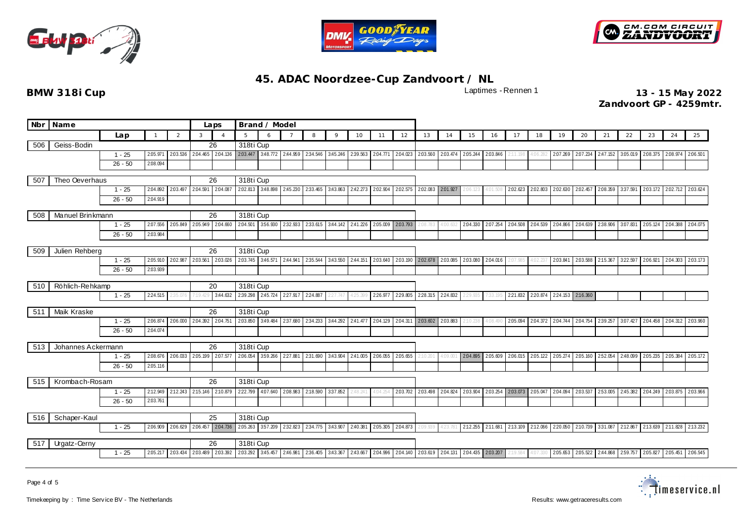# 45. ADAC Noordzee-Cup Zandvoort / NL

**BMW 318i Cup**

Laptimes - Rennen 1

**13 - 15 May 2022**
**Zandvoort GP - 4259mtr.**

| Nbr | Name | | Laps | Brand / Model | | | | | | | | | | | | | | | | | | | | | | | | |
|---|---|---|---|---|---|---|---|---|---|---|---|---|---|---|---|---|---|---|---|---|---|---|---|---|---|---|---|---|
| | | Lap | 1 | 2 | 3 | 4 | 5 | 6 | 7 | 8 | 9 | 10 | 11 | 12 | 13 | 14 | 15 | 16 | 17 | 18 | 19 | 20 | 21 | 22 | 23 | 24 | 25 | |
| 506 | Geiss-Bodin | | 26 | 318ti Cup | | | | | | | | | | | | | | | | | | | | | | | | |
| | | 1 - 25 | 2:05.971 | 2:03.536 | 2:04.465 | 2:04.136 | 2:03.447 | 3:48.772 | 2:44.959 | 2:34.546 | 3:45.246 | 2:39.563 | 2:04.771 | 2:04.023 | 2:03.560 | 2:03.474 | 2:05.244 | 2:03.846 | 2:11.198 | 4:06.282 | 2:07.269 | 2:07.234 | 2:47.152 | 3:05.019 | 2:08.375 | 2:08.974 | 2:06.501 | |
| | | 26 - 50 | 2:08.094 | | | | | | | | | | | | | | | | | | | | | | | | | |
| 507 | Theo Oeverhaus | | 26 | 318ti Cup | | | | | | | | | | | | | | | | | | | | | | | | |
| | | 1 - 25 | 2:04.892 | 2:03.497 | 2:04.591 | 2:04.087 | 2:02.813 | 3:48.898 | 2:45.230 | 2:33.465 | 3:43.863 | 2:42.273 | 2:02.904 | 2:02.575 | 2:02.083 | 2:01.927 | 2:06.123 | 4:01.508 | 2:02.623 | 2:02.803 | 2:02.630 | 2:02.457 | 2:08.359 | 3:37.591 | 2:03.172 | 2:02.712 | 2:03.624 | |
| | | 26 - 50 | 2:04.919 | | | | | | | | | | | | | | | | | | | | | | | | | |
| 508 | Manuel Brinkmann | | 26 | 318ti Cup | | | | | | | | | | | | | | | | | | | | | | | | |
| | | 1 - 25 | 2:07.556 | 2:05.849 | 2:05.949 | 2:04.660 | 2:04.501 | 3:56.930 | 2:32.933 | 2:33.615 | 3:44.142 | 2:41.226 | 2:05.009 | 2:03.793 | 2:08.783 | 4:00.632 | 2:04.330 | 2:07.254 | 2:04.508 | 2:04.539 | 2:04.866 | 2:04.639 | 2:38.906 | 3:07.831 | 2:05.124 | 2:04.388 | 2:04.075 | |
| | | 26 - 50 | 2:03.984 | | | | | | | | | | | | | | | | | | | | | | | | | |
| 509 | Julien Rehberg | | 26 | 318ti Cup | | | | | | | | | | | | | | | | | | | | | | | | |
| | | 1 - 25 | 2:05.910 | 2:02.987 | 2:03.561 | 2:03.026 | 2:03.745 | 3:46.571 | 2:44.941 | 2:35.544 | 3:43.550 | 2:44.151 | 2:03.640 | 2:03.190 | 2:02.678 | 2:03.085 | 2:03.080 | 2:04.016 | 2:07.985 | 4:02.237 | 2:03.841 | 2:03.588 | 2:15.367 | 3:22.597 | 2:06.921 | 2:04.303 | 2:03.173 | |
| | | 26 - 50 | 2:03.939 | | | | | | | | | | | | | | | | | | | | | | | | | |
| 510 | Röhlich-Rehkamp | | 20 | 318ti Cup | | | | | | | | | | | | | | | | | | | | | | | | |
| | | 1 - 25 | 2:24.515 | 2:35.076 | 7:19.429 | 3:44.632 | 2:39.298 | 2:45.724 | 2:27.917 | 2:24.887 | 2:27.747 | 4:25.399 | 2:26.977 | 2:29.805 | 2:28.315 | 2:24.832 | 2:29.935 | 7:33.195 | 2:21.832 | 2:20.874 | 2:24.153 | 2:16.360 | | | | | | |
| 511 | Maik Kraske | | 26 | 318ti Cup | | | | | | | | | | | | | | | | | | | | | | | | |
| | | 1 - 25 | 2:06.874 | 2:06.000 | 2:04.392 | 2:04.751 | 2:03.850 | 3:49.484 | 2:37.680 | 2:34.233 | 3:44.292 | 2:41.477 | 2:04.129 | 2:04.311 | 2:03.602 | 2:03.883 | 2:10.238 | 4:08.490 | 2:05.094 | 2:04.372 | 2:04.744 | 2:04.754 | 2:39.257 | 3:07.427 | 2:04.458 | 2:04.312 | 2:03.960 | |
| | | 26 - 50 | 2:04.074 | | | | | | | | | | | | | | | | | | | | | | | | | |
| 513 | Johannes Ackermann | | 26 | 318ti Cup | | | | | | | | | | | | | | | | | | | | | | | | |
| | | 1 - 25 | 2:08.676 | 2:06.033 | 2:05.199 | 2:07.577 | 2:06.054 | 3:59.266 | 2:27.881 | 2:31.690 | 3:43.904 | 2:41.005 | 2:06.055 | 2:05.655 | 2:10.201 | 4:09.001 | 2:04.895 | 2:05.609 | 2:06.015 | 2:05.122 | 2:05.274 | 2:05.160 | 2:52.054 | 2:48.099 | 2:05.235 | 2:05.384 | 2:05.172 | |
| | | 26 - 50 | 2:05.116 | | | | | | | | | | | | | | | | | | | | | | | | | |
| 515 | Krombach-Rosam | | 26 | 318ti Cup | | | | | | | | | | | | | | | | | | | | | | | | |
| | | 1 - 25 | 2:12.949 | 2:12.243 | 2:15.146 | 2:10.879 | 2:22.799 | 4:07.640 | 2:08.983 | 2:18.590 | 3:37.852 | 2:48.241 | 4:04.254 | 2:03.702 | 2:03.498 | 2:04.824 | 2:03.904 | 2:03.254 | 2:03.073 | 2:05.047 | 2:04.094 | 2:03.537 | 2:53.005 | 2:45.382 | 2:04.249 | 2:03.875 | 2:03.966 | |
| | | 26 - 50 | 2:03.761 | | | | | | | | | | | | | | | | | | | | | | | | | |
| 516 | Schaper-Kaul | | 25 | 318ti Cup | | | | | | | | | | | | | | | | | | | | | | | | |
| | | 1 - 25 | 2:06.909 | 2:06.629 | 2:06.457 | 2:04.736 | 2:05.263 | 3:57.209 | 2:32.823 | 2:34.775 | 3:43.907 | 2:40.381 | 2:05.305 | 2:04.873 | 2:09.939 | 4:23.781 | 2:12.255 | 2:11.681 | 2:13.109 | 2:12.066 | 2:20.050 | 2:10.739 | 3:31.087 | 2:12.867 | 2:13.639 | 2:11.828 | 2:13.232 | |
| 517 | Urgatz-Cerny | | 26 | 318ti Cup | | | | | | | | | | | | | | | | | | | | | | | | |
| | | 1 - 25 | 2:05.217 | 2:03.434 | 2:03.489 | 2:03.392 | 2:03.292 | 3:45.457 | 2:46.981 | 2:36.405 | 3:43.367 | 2:43.667 | 2:04.996 | 2:04.140 | 2:03.619 | 2:04.131 | 2:04.435 | 2:03.207 | 2:19.584 | 4:07.330 | 2:05.653 | 2:05.522 | 2:44.868 | 2:59.757 | 2:05.827 | 2:05.451 | 2:06.545 | |

Timekeeping by : Time Service BV - The Netherlands

Results: www.getraceresults.com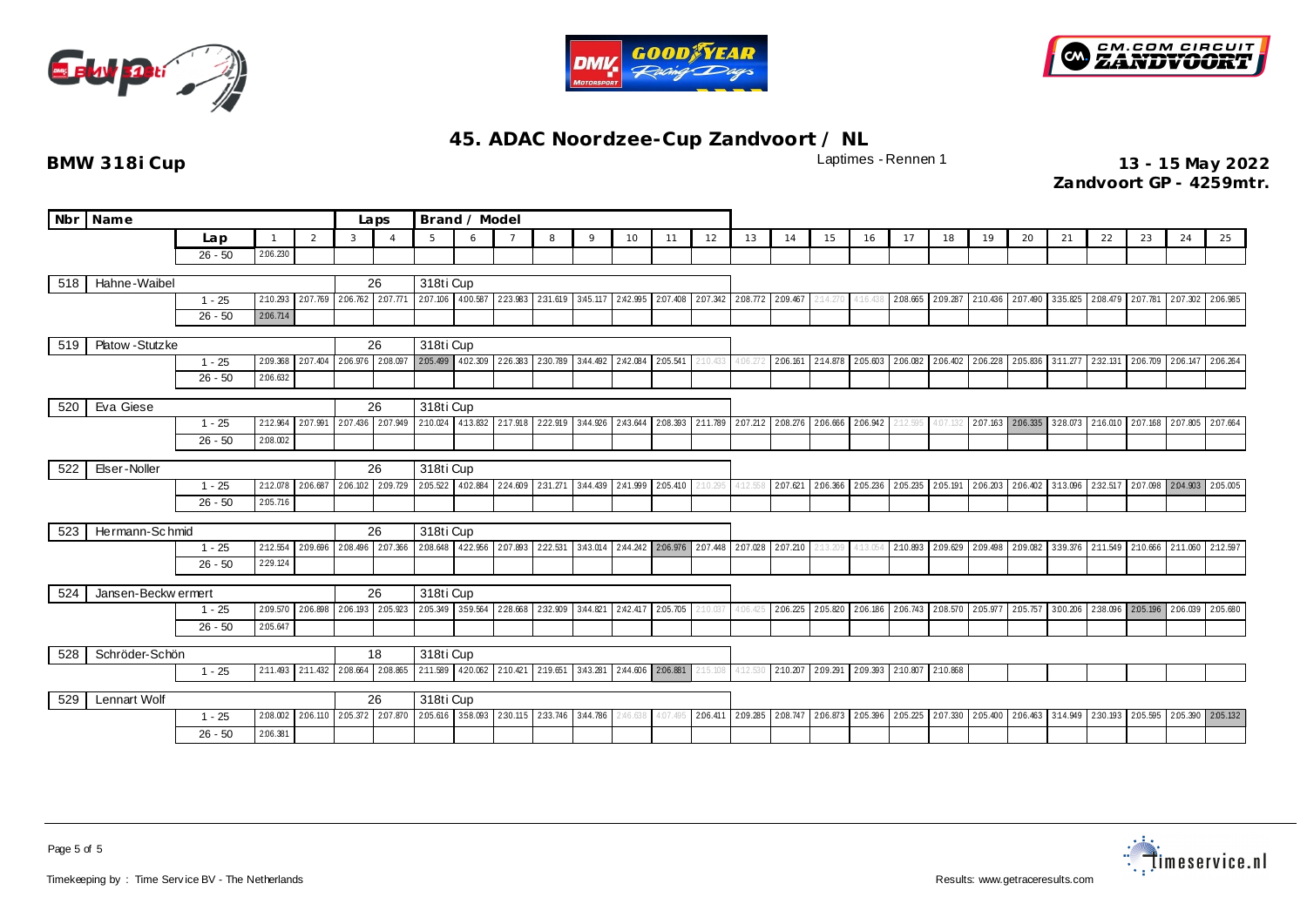# 45. ADAC Noordzee-Cup Zandvoort / NL

**BMW 318i Cup**

Laptimes - Rennen 1

**13 - 15 May 2022**
**Zandvoort GP - 4259mtr.**

| Nbr | Name | Lap | 1 | 2 | 3 | 4 | 5 | 6 | 7 | 8 | 9 | 10 | 11 | 12 | 13 | 14 | 15 | 16 | 17 | 18 | 19 | 20 | 21 | 22 | 23 | 24 | 25 |
|---|---|---|---|---|---|---|---|---|---|---|---|---|---|---|---|---|---|---|---|---|---|---|---|---|---|---|---|
| | | 26 - 50 | 2:06.230 | | | | | | | | | | | | | | | | | | | | | | | | |
| 518 | Hahne-Waibel | Laps: 26 | Brand / Model: 318ti Cup | | | | | | | | | | | | | | | | | | | | | | | | |
| | | 1 - 25 | 2:10.293 | 2:07.769 | 2:06.762 | 2:07.771 | 2:07.106 | 4:00.587 | 2:23.983 | 2:31.619 | 3:45.117 | 2:42.995 | 2:07.408 | 2:07.342 | 2:08.772 | 2:09.467 | 2:14.270 | 4:16.438 | 2:08.665 | 2:09.287 | 2:10.436 | 2:07.490 | 3:35.825 | 2:08.479 | 2:07.781 | 2:07.302 | 2:06.985 |
| | | 26 - 50 | 2:06.714 | | | | | | | | | | | | | | | | | | | | | | | | |
| 519 | Platow-Stutzke | Laps: 26 | Brand / Model: 318ti Cup | | | | | | | | | | | | | | | | | | | | | | | | |
| | | 1 - 25 | 2:09.368 | 2:07.404 | 2:06.976 | 2:08.097 | 2:05.499 | 4:02.309 | 2:26.383 | 2:30.789 | 3:44.492 | 2:42.084 | 2:05.541 | 2:10.433 | 4:06.272 | 2:06.161 | 2:14.878 | 2:05.603 | 2:06.082 | 2:06.402 | 2:06.228 | 2:05.836 | 3:11.277 | 2:32.131 | 2:06.709 | 2:06.147 | 2:06.264 |
| | | 26 - 50 | 2:06.632 | | | | | | | | | | | | | | | | | | | | | | | | |
| 520 | Eva Giese | Laps: 26 | Brand / Model: 318ti Cup | | | | | | | | | | | | | | | | | | | | | | | | |
| | | 1 - 25 | 2:12.964 | 2:07.991 | 2:07.436 | 2:07.949 | 2:10.024 | 4:13.832 | 2:17.918 | 2:22.919 | 3:44.926 | 2:43.644 | 2:08.393 | 2:11.789 | 2:07.212 | 2:08.276 | 2:06.666 | 2:06.942 | 2:12.595 | 4:07.132 | 2:07.163 | 2:06.335 | 3:28.073 | 2:16.010 | 2:07.168 | 2:07.805 | 2:07.664 |
| | | 26 - 50 | 2:08.002 | | | | | | | | | | | | | | | | | | | | | | | | |
| 522 | Elser-Noller | Laps: 26 | Brand / Model: 318ti Cup | | | | | | | | | | | | | | | | | | | | | | | | |
| | | 1 - 25 | 2:12.078 | 2:06.687 | 2:06.102 | 2:09.729 | 2:05.522 | 4:02.884 | 2:24.609 | 2:31.271 | 3:44.439 | 2:41.999 | 2:05.410 | 2:10.295 | 4:12.558 | 2:07.621 | 2:06.366 | 2:05.236 | 2:05.235 | 2:05.191 | 2:06.203 | 2:06.402 | 3:13.096 | 2:32.517 | 2:07.098 | 2:04.903 | 2:05.005 |
| | | 26 - 50 | 2:05.716 | | | | | | | | | | | | | | | | | | | | | | | | |
| 523 | Hermann-Schmid | Laps: 26 | Brand / Model: 318ti Cup | | | | | | | | | | | | | | | | | | | | | | | | |
| | | 1 - 25 | 2:12.554 | 2:09.696 | 2:08.496 | 2:07.366 | 2:08.648 | 4:22.956 | 2:07.893 | 2:22.531 | 3:43.014 | 2:44.242 | 2:06.976 | 2:07.448 | 2:07.028 | 2:07.210 | 2:13.209 | 4:13.054 | 2:10.893 | 2:09.629 | 2:09.498 | 2:09.082 | 3:39.376 | 2:11.549 | 2:10.666 | 2:11.060 | 2:12.597 |
| | | 26 - 50 | 2:29.124 | | | | | | | | | | | | | | | | | | | | | | | | |
| 524 | Jansen-Beckwermert | Laps: 26 | Brand / Model: 318ti Cup | | | | | | | | | | | | | | | | | | | | | | | | |
| | | 1 - 25 | 2:09.570 | 2:06.898 | 2:06.193 | 2:05.923 | 2:05.349 | 3:59.564 | 2:28.668 | 2:32.909 | 3:44.821 | 2:42.417 | 2:05.705 | 2:10.037 | 4:06.425 | 2:06.225 | 2:05.820 | 2:06.186 | 2:06.743 | 2:08.570 | 2:05.977 | 2:05.757 | 3:00.206 | 2:38.096 | 2:05.196 | 2:06.039 | 2:05.680 |
| | | 26 - 50 | 2:05.647 | | | | | | | | | | | | | | | | | | | | | | | | |
| 528 | Schröder-Schön | Laps: 18 | Brand / Model: 318ti Cup | | | | | | | | | | | | | | | | | | | | | | | | |
| | | 1 - 25 | 2:11.493 | 2:11.432 | 2:08.664 | 2:08.865 | 2:11.589 | 4:20.062 | 2:10.421 | 2:19.651 | 3:43.281 | 2:44.606 | 2:06.881 | 2:15.108 | 4:12.530 | 2:10.207 | 2:09.291 | 2:09.393 | 2:10.807 | 2:10.868 | | | | | | | |
| 529 | Lennart Wolf | Laps: 26 | Brand / Model: 318ti Cup | | | | | | | | | | | | | | | | | | | | | | | | |
| | | 1 - 25 | 2:08.002 | 2:06.110 | 2:05.372 | 2:07.870 | 2:05.616 | 3:58.093 | 2:30.115 | 2:33.746 | 3:44.786 | 2:46.638 | 4:07.495 | 2:06.411 | 2:09.285 | 2:08.747 | 2:06.873 | 2:05.396 | 2:05.225 | 2:07.330 | 2:05.400 | 2:06.463 | 3:14.949 | 2:30.193 | 2:05.595 | 2:05.390 | 2:05.132 |
| | | 26 - 50 | 2:06.381 | | | | | | | | | | | | | | | | | | | | | | | | |

Timekeeping by : Time Service BV - The Netherlands

Results: www.getraceresults.com